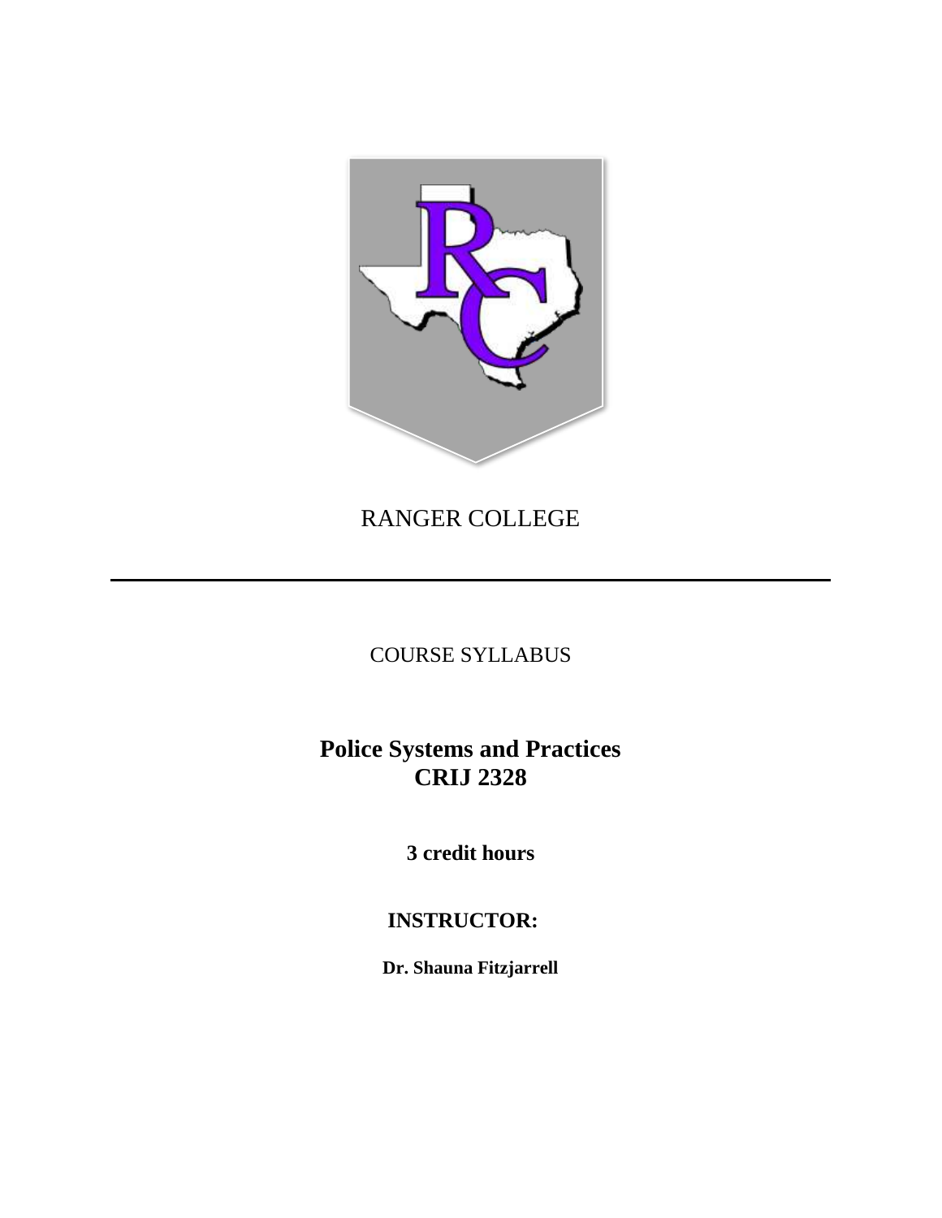RANGER COLLEGE

---

COURSE SYLLABUS

# Police Systems and Practices
# CRIJ 2328

**3 credit hours**

**INSTRUCTOR:**

**Dr. Shauna Fitzjarrell**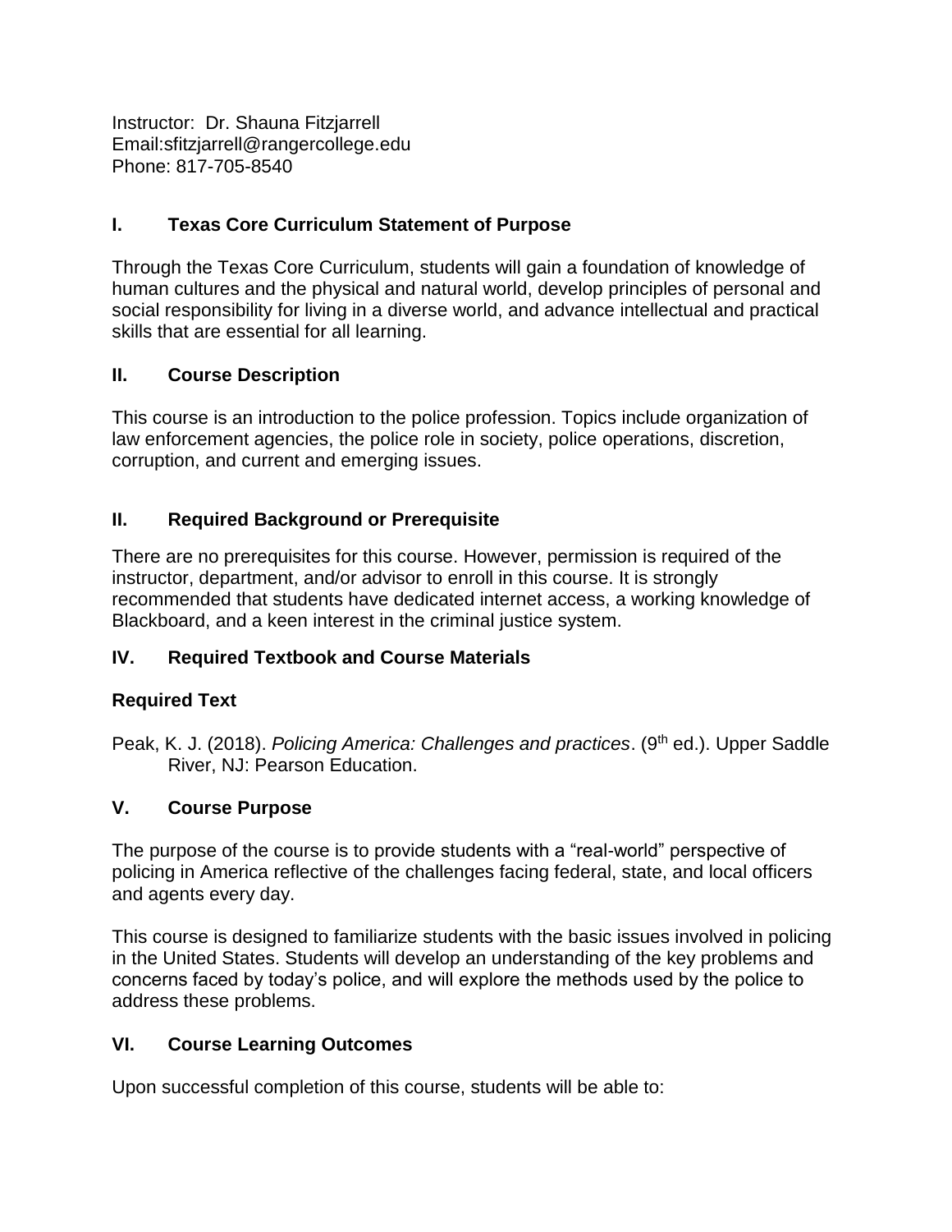Instructor: Dr. Shauna Fitzjarrell
Email:sfitzjarrell@rangercollege.edu
Phone: 817-705-8540

## I. Texas Core Curriculum Statement of Purpose

Through the Texas Core Curriculum, students will gain a foundation of knowledge of human cultures and the physical and natural world, develop principles of personal and social responsibility for living in a diverse world, and advance intellectual and practical skills that are essential for all learning.

## II. Course Description

This course is an introduction to the police profession. Topics include organization of law enforcement agencies, the police role in society, police operations, discretion, corruption, and current and emerging issues.

## II. Required Background or Prerequisite

There are no prerequisites for this course. However, permission is required of the instructor, department, and/or advisor to enroll in this course. It is strongly recommended that students have dedicated internet access, a working knowledge of Blackboard, and a keen interest in the criminal justice system.

## IV. Required Textbook and Course Materials

### Required Text

Peak, K. J. (2018). *Policing America: Challenges and practices*. (9th ed.). Upper Saddle River, NJ: Pearson Education.

## V. Course Purpose

The purpose of the course is to provide students with a "real-world" perspective of policing in America reflective of the challenges facing federal, state, and local officers and agents every day.

This course is designed to familiarize students with the basic issues involved in policing in the United States. Students will develop an understanding of the key problems and concerns faced by today's police, and will explore the methods used by the police to address these problems.

## VI. Course Learning Outcomes

Upon successful completion of this course, students will be able to: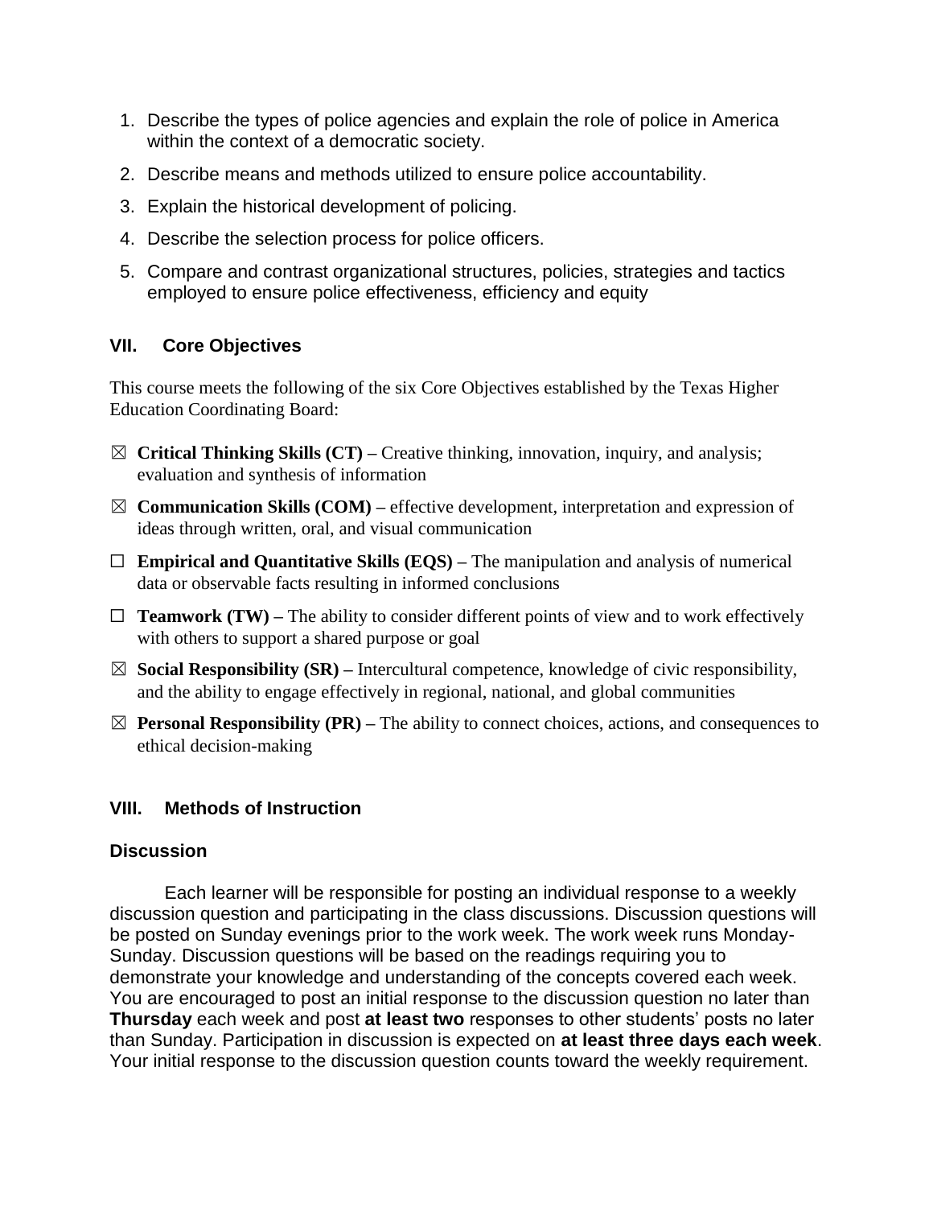1. Describe the types of police agencies and explain the role of police in America within the context of a democratic society.
2. Describe means and methods utilized to ensure police accountability.
3. Explain the historical development of policing.
4. Describe the selection process for police officers.
5. Compare and contrast organizational structures, policies, strategies and tactics employed to ensure police effectiveness, efficiency and equity

## VII. Core Objectives

This course meets the following of the six Core Objectives established by the Texas Higher Education Coordinating Board:

☒ **Critical Thinking Skills (CT) –** Creative thinking, innovation, inquiry, and analysis; evaluation and synthesis of information

☒ **Communication Skills (COM) –** effective development, interpretation and expression of ideas through written, oral, and visual communication

☐ **Empirical and Quantitative Skills (EQS) –** The manipulation and analysis of numerical data or observable facts resulting in informed conclusions

☐ **Teamwork (TW) –** The ability to consider different points of view and to work effectively with others to support a shared purpose or goal

☒ **Social Responsibility (SR) –** Intercultural competence, knowledge of civic responsibility, and the ability to engage effectively in regional, national, and global communities

☒ **Personal Responsibility (PR) –** The ability to connect choices, actions, and consequences to ethical decision-making

## VIII. Methods of Instruction

### Discussion

Each learner will be responsible for posting an individual response to a weekly discussion question and participating in the class discussions. Discussion questions will be posted on Sunday evenings prior to the work week. The work week runs Monday-Sunday. Discussion questions will be based on the readings requiring you to demonstrate your knowledge and understanding of the concepts covered each week. You are encouraged to post an initial response to the discussion question no later than **Thursday** each week and post **at least two** responses to other students' posts no later than Sunday. Participation in discussion is expected on **at least three days each week**. Your initial response to the discussion question counts toward the weekly requirement.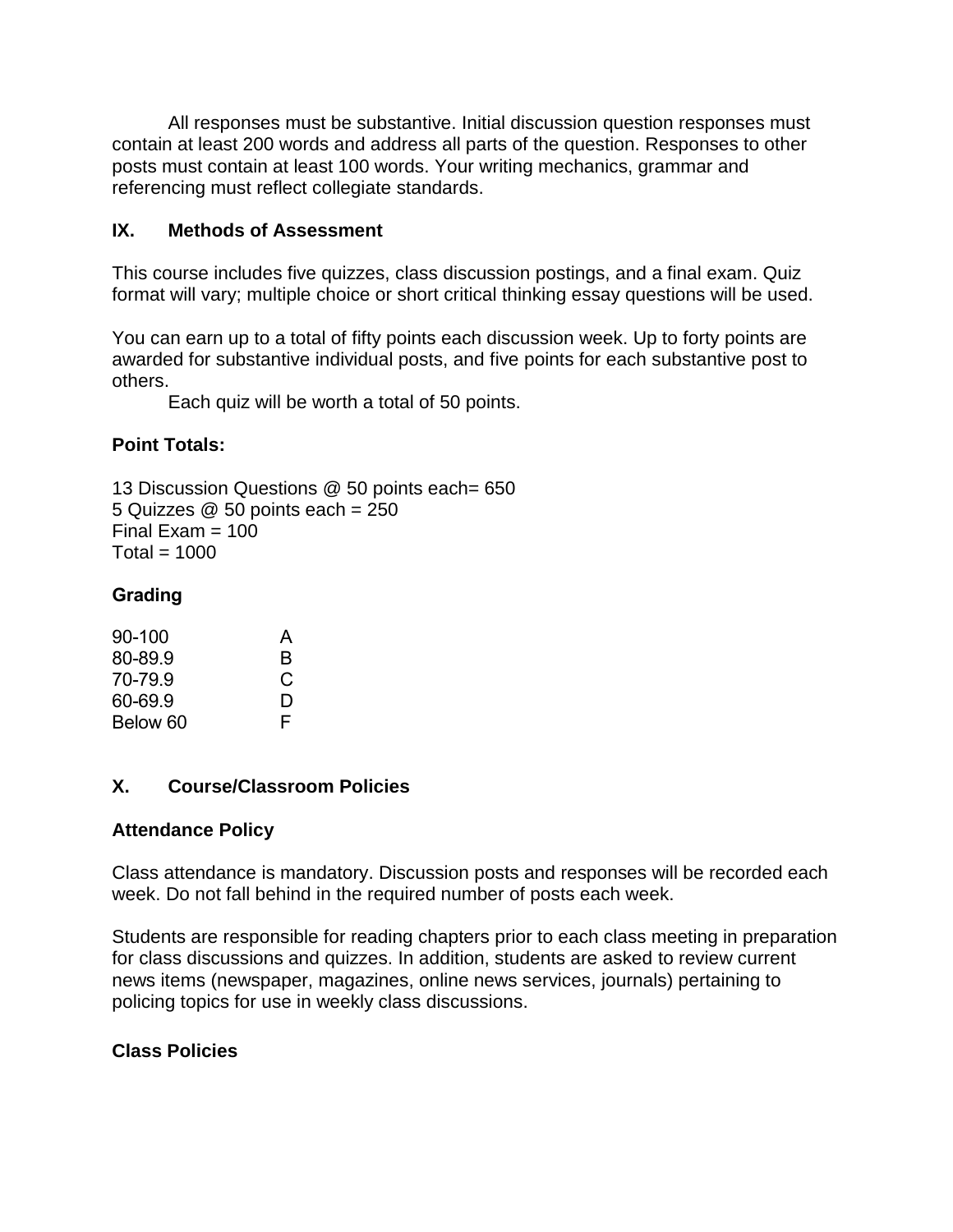All responses must be substantive. Initial discussion question responses must contain at least 200 words and address all parts of the question. Responses to other posts must contain at least 100 words. Your writing mechanics, grammar and referencing must reflect collegiate standards.

## IX. Methods of Assessment

This course includes five quizzes, class discussion postings, and a final exam. Quiz format will vary; multiple choice or short critical thinking essay questions will be used.

You can earn up to a total of fifty points each discussion week. Up to forty points are awarded for substantive individual posts, and five points for each substantive post to others.

Each quiz will be worth a total of 50 points.

### Point Totals:

13 Discussion Questions @ 50 points each= 650
5 Quizzes @ 50 points each = 250
Final Exam = 100
Total = 1000

### Grading

| | |
|---|---|
| 90-100 | A |
| 80-89.9 | B |
| 70-79.9 | C |
| 60-69.9 | D |
| Below 60 | F |

## X. Course/Classroom Policies

### Attendance Policy

Class attendance is mandatory. Discussion posts and responses will be recorded each week. Do not fall behind in the required number of posts each week.

Students are responsible for reading chapters prior to each class meeting in preparation for class discussions and quizzes. In addition, students are asked to review current news items (newspaper, magazines, online news services, journals) pertaining to policing topics for use in weekly class discussions.

### Class Policies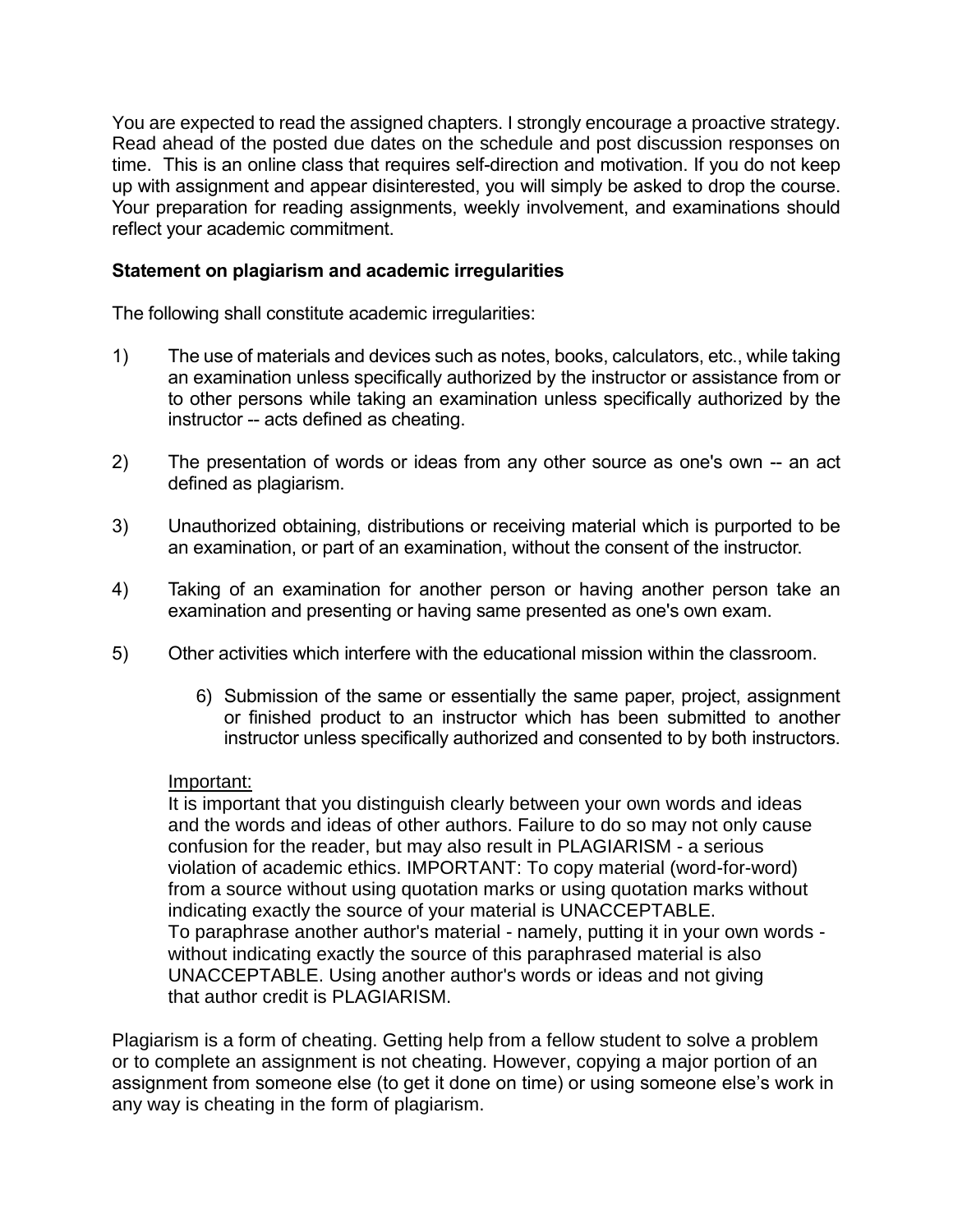You are expected to read the assigned chapters. I strongly encourage a proactive strategy. Read ahead of the posted due dates on the schedule and post discussion responses on time. This is an online class that requires self-direction and motivation. If you do not keep up with assignment and appear disinterested, you will simply be asked to drop the course. Your preparation for reading assignments, weekly involvement, and examinations should reflect your academic commitment.

**Statement on plagiarism and academic irregularities**

The following shall constitute academic irregularities:

1) The use of materials and devices such as notes, books, calculators, etc., while taking an examination unless specifically authorized by the instructor or assistance from or to other persons while taking an examination unless specifically authorized by the instructor -- acts defined as cheating.

2) The presentation of words or ideas from any other source as one's own -- an act defined as plagiarism.

3) Unauthorized obtaining, distributions or receiving material which is purported to be an examination, or part of an examination, without the consent of the instructor.

4) Taking of an examination for another person or having another person take an examination and presenting or having same presented as one's own exam.

5) Other activities which interfere with the educational mission within the classroom.

6) Submission of the same or essentially the same paper, project, assignment or finished product to an instructor which has been submitted to another instructor unless specifically authorized and consented to by both instructors.

Important:
It is important that you distinguish clearly between your own words and ideas and the words and ideas of other authors. Failure to do so may not only cause confusion for the reader, but may also result in PLAGIARISM - a serious violation of academic ethics. IMPORTANT: To copy material (word-for-word) from a source without using quotation marks or using quotation marks without indicating exactly the source of your material is UNACCEPTABLE.
To paraphrase another author's material - namely, putting it in your own words - without indicating exactly the source of this paraphrased material is also UNACCEPTABLE. Using another author's words or ideas and not giving that author credit is PLAGIARISM.

Plagiarism is a form of cheating. Getting help from a fellow student to solve a problem or to complete an assignment is not cheating. However, copying a major portion of an assignment from someone else (to get it done on time) or using someone else's work in any way is cheating in the form of plagiarism.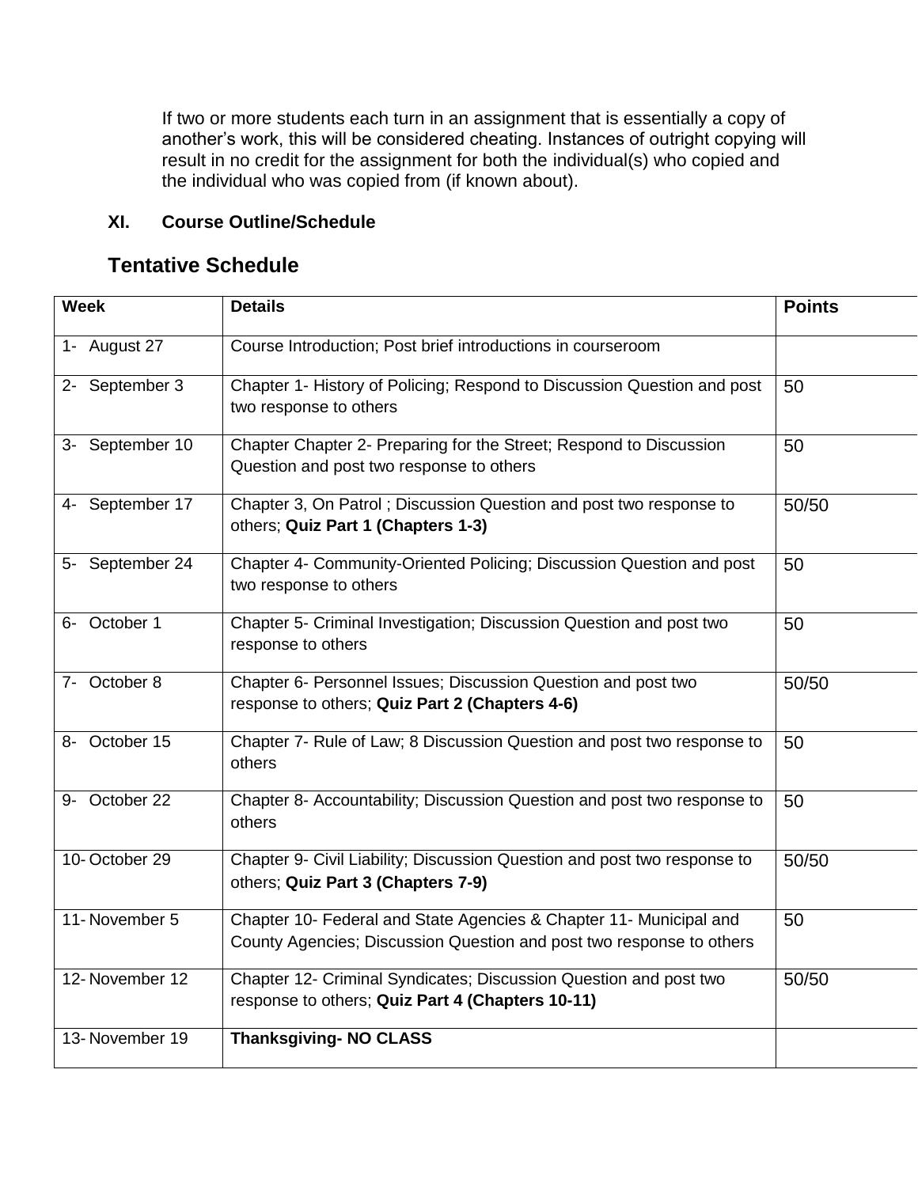If two or more students each turn in an assignment that is essentially a copy of another's work, this will be considered cheating. Instances of outright copying will result in no credit for the assignment for both the individual(s) who copied and the individual who was copied from (if known about).

### XI. Course Outline/Schedule

## Tentative Schedule

| Week | Details | Points |
|---|---|---|
| 1- August 27 | Course Introduction; Post brief introductions in courseroom | |
| 2- September 3 | Chapter 1- History of Policing; Respond to Discussion Question and post two response to others | 50 |
| 3- September 10 | Chapter Chapter 2- Preparing for the Street; Respond to Discussion Question and post two response to others | 50 |
| 4- September 17 | Chapter 3, On Patrol ; Discussion Question and post two response to others; **Quiz Part 1 (Chapters 1-3)** | 50/50 |
| 5- September 24 | Chapter 4- Community-Oriented Policing; Discussion Question and post two response to others | 50 |
| 6- October 1 | Chapter 5- Criminal Investigation; Discussion Question and post two response to others | 50 |
| 7- October 8 | Chapter 6- Personnel Issues; Discussion Question and post two response to others; **Quiz Part 2 (Chapters 4-6)** | 50/50 |
| 8- October 15 | Chapter 7- Rule of Law; 8 Discussion Question and post two response to others | 50 |
| 9- October 22 | Chapter 8- Accountability; Discussion Question and post two response to others | 50 |
| 10- October 29 | Chapter 9- Civil Liability; Discussion Question and post two response to others; **Quiz Part 3 (Chapters 7-9)** | 50/50 |
| 11- November 5 | Chapter 10- Federal and State Agencies & Chapter 11- Municipal and County Agencies; Discussion Question and post two response to others | 50 |
| 12- November 12 | Chapter 12- Criminal Syndicates; Discussion Question and post two response to others; **Quiz Part 4 (Chapters 10-11)** | 50/50 |
| 13- November 19 | **Thanksgiving- NO CLASS** | |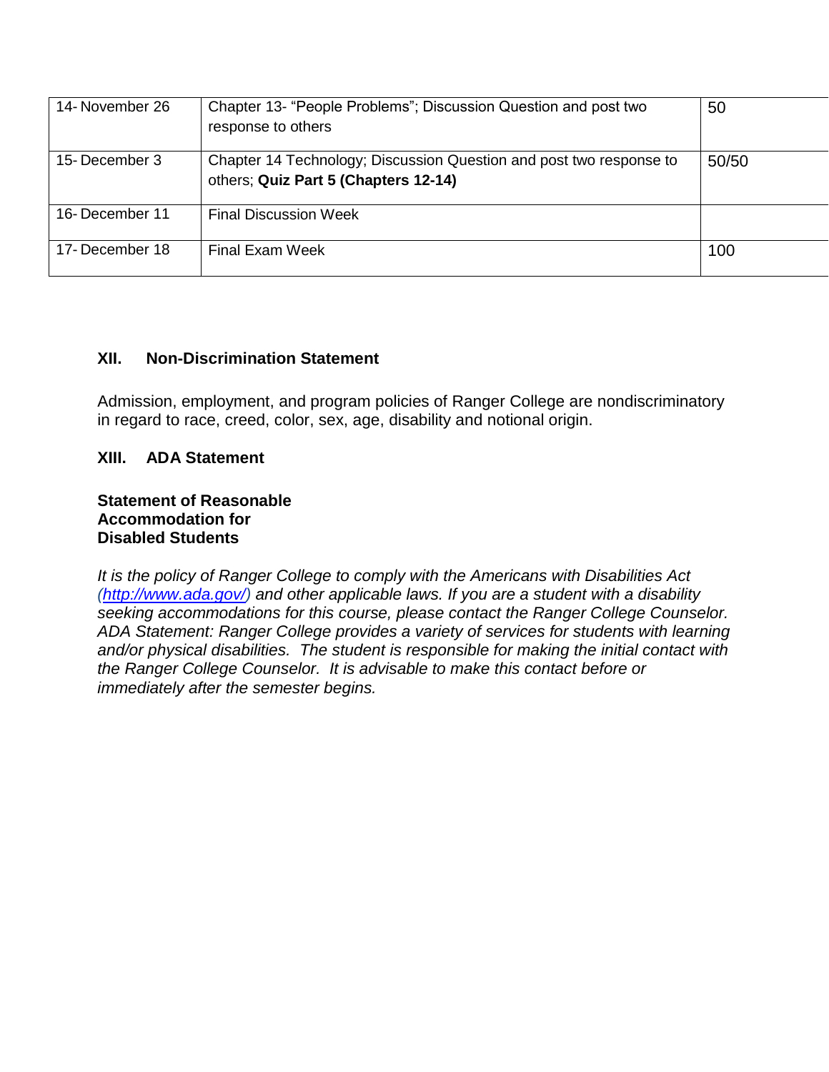| | | |
|---|---|---|
| 14- November 26 | Chapter 13- "People Problems"; Discussion Question and post two response to others | 50 |
| 15- December 3 | Chapter 14 Technology; Discussion Question and post two response to others; **Quiz Part 5 (Chapters 12-14)** | 50/50 |
| 16- December 11 | Final Discussion Week | |
| 17- December 18 | Final Exam Week | 100 |

### XII. Non-Discrimination Statement

Admission, employment, and program policies of Ranger College are nondiscriminatory in regard to race, creed, color, sex, age, disability and notional origin.

### XIII. ADA Statement

**Statement of Reasonable Accommodation for Disabled Students**

*It is the policy of Ranger College to comply with the Americans with Disabilities Act (http://www.ada.gov/) and other applicable laws. If you are a student with a disability seeking accommodations for this course, please contact the Ranger College Counselor. ADA Statement: Ranger College provides a variety of services for students with learning and/or physical disabilities. The student is responsible for making the initial contact with the Ranger College Counselor. It is advisable to make this contact before or immediately after the semester begins.*